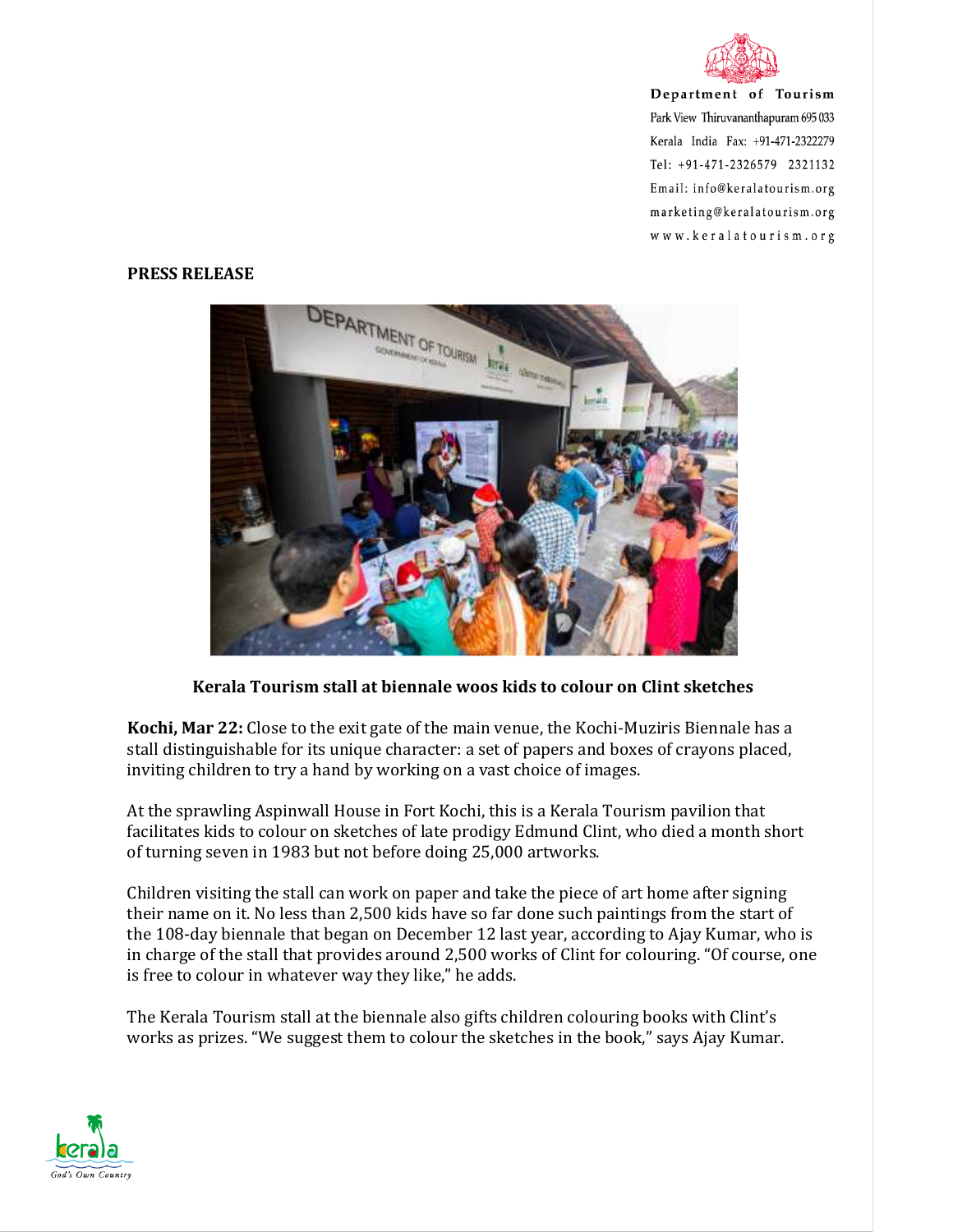Department of Tourism
Park View Thiruvananthapuram 695 033
Kerala India Fax: +91-471-2322279
Tel: +91-471-2326579 2321132
Email: info@keralatourism.org
marketing@keralatourism.org
www.keralatourism.org

**PRESS RELEASE**

**Kerala Tourism stall at biennale woos kids to colour on Clint sketches**

**Kochi, Mar 22:** Close to the exit gate of the main venue, the Kochi-Muziris Biennale has a stall distinguishable for its unique character: a set of papers and boxes of crayons placed, inviting children to try a hand by working on a vast choice of images.

At the sprawling Aspinwall House in Fort Kochi, this is a Kerala Tourism pavilion that facilitates kids to colour on sketches of late prodigy Edmund Clint, who died a month short of turning seven in 1983 but not before doing 25,000 artworks.

Children visiting the stall can work on paper and take the piece of art home after signing their name on it. No less than 2,500 kids have so far done such paintings from the start of the 108-day biennale that began on December 12 last year, according to Ajay Kumar, who is in charge of the stall that provides around 2,500 works of Clint for colouring. "Of course, one is free to colour in whatever way they like," he adds.

The Kerala Tourism stall at the biennale also gifts children colouring books with Clint's works as prizes. "We suggest them to colour the sketches in the book," says Ajay Kumar.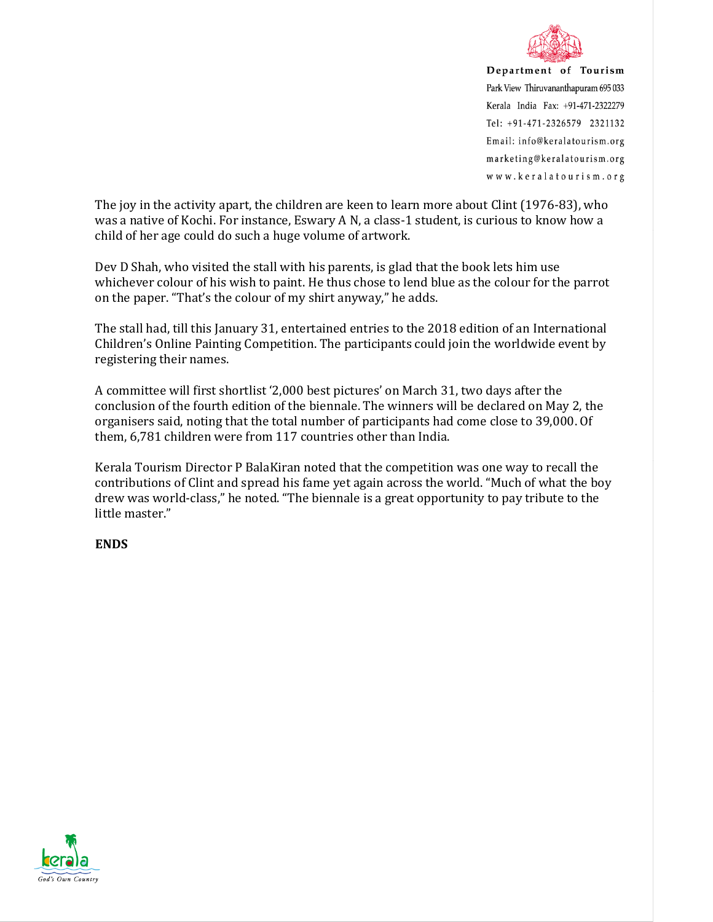Department of Tourism
Park View Thiruvananthapuram 695 033
Kerala India Fax: +91-471-2322279
Tel: +91-471-2326579 2321132
Email: info@keralatourism.org
marketing@keralatourism.org
www.keralatourism.org

The joy in the activity apart, the children are keen to learn more about Clint (1976-83), who was a native of Kochi. For instance, Eswary A N, a class-1 student, is curious to know how a child of her age could do such a huge volume of artwork.

Dev D Shah, who visited the stall with his parents, is glad that the book lets him use whichever colour of his wish to paint. He thus chose to lend blue as the colour for the parrot on the paper. "That's the colour of my shirt anyway," he adds.

The stall had, till this January 31, entertained entries to the 2018 edition of an International Children's Online Painting Competition. The participants could join the worldwide event by registering their names.

A committee will first shortlist '2,000 best pictures' on March 31, two days after the conclusion of the fourth edition of the biennale. The winners will be declared on May 2, the organisers said, noting that the total number of participants had come close to 39,000. Of them, 6,781 children were from 117 countries other than India.

Kerala Tourism Director P BalaKiran noted that the competition was one way to recall the contributions of Clint and spread his fame yet again across the world. "Much of what the boy drew was world-class," he noted. "The biennale is a great opportunity to pay tribute to the little master."

**ENDS**